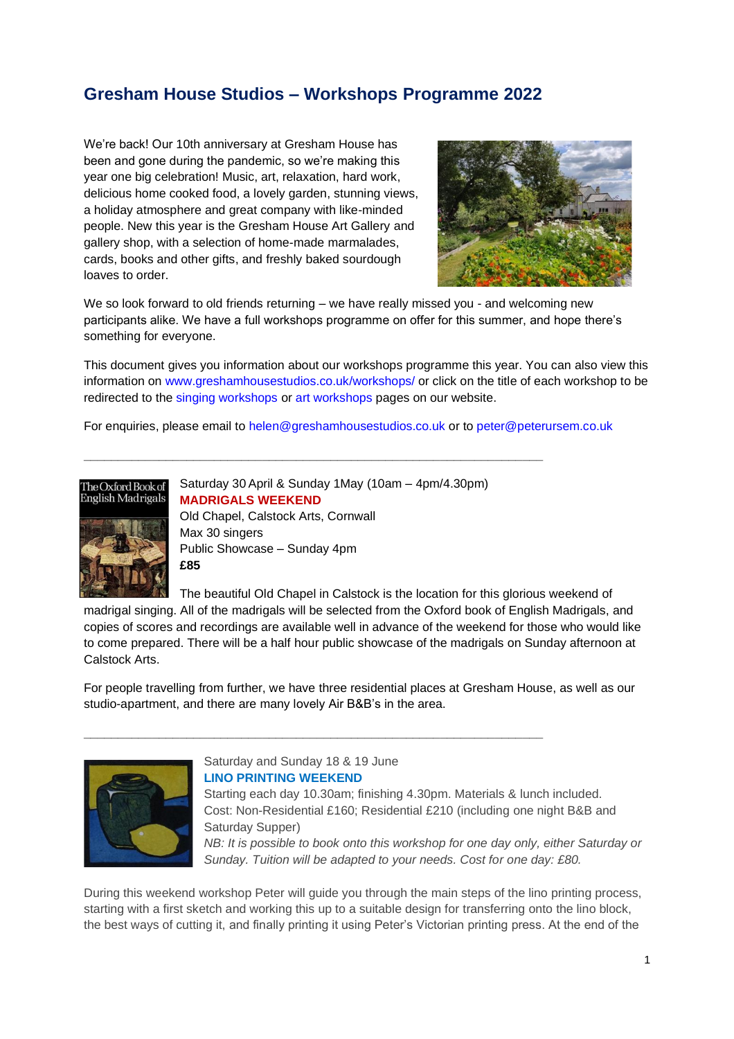# Gresham House Studios – Workshops Programme 2022

We're back! Our 10th anniversary at Gresham House has been and gone during the pandemic, so we're making this year one big celebration! Music, art, relaxation, hard work, delicious home cooked food, a lovely garden, stunning views, a holiday atmosphere and great company with like-minded people. New this year is the Gresham House Art Gallery and gallery shop, with a selection of home-made marmalades, cards, books and other gifts, and freshly baked sourdough loaves to order.

We so look forward to old friends returning – we have really missed you - and welcoming new participants alike. We have a full workshops programme on offer for this summer, and hope there's something for everyone.

This document gives you information about our workshops programme this year. You can also view this information on www.greshamhousestudios.co.uk/workshops/ or click on the title of each workshop to be redirected to the singing workshops or art workshops pages on our website.

For enquiries, please email to helen@greshamhousestudios.co.uk or to peter@peterursem.co.uk

---

Saturday 30 April & Sunday 1May (10am – 4pm/4.30pm)

## MADRIGALS WEEKEND

Old Chapel, Calstock Arts, Cornwall
Max 30 singers
Public Showcase – Sunday 4pm
**£85**

The beautiful Old Chapel in Calstock is the location for this glorious weekend of madrigal singing. All of the madrigals will be selected from the Oxford book of English Madrigals, and copies of scores and recordings are available well in advance of the weekend for those who would like to come prepared. There will be a half hour public showcase of the madrigals on Sunday afternoon at Calstock Arts.

For people travelling from further, we have three residential places at Gresham House, as well as our studio-apartment, and there are many lovely Air B&B's in the area.

---

Saturday and Sunday 18 & 19 June

## LINO PRINTING WEEKEND

Starting each day 10.30am; finishing 4.30pm. Materials & lunch included.
Cost: Non-Residential £160; Residential £210 (including one night B&B and Saturday Supper)
*NB: It is possible to book onto this workshop for one day only, either Saturday or Sunday. Tuition will be adapted to your needs. Cost for one day: £80.*

During this weekend workshop Peter will guide you through the main steps of the lino printing process, starting with a first sketch and working this up to a suitable design for transferring onto the lino block, the best ways of cutting it, and finally printing it using Peter's Victorian printing press. At the end of the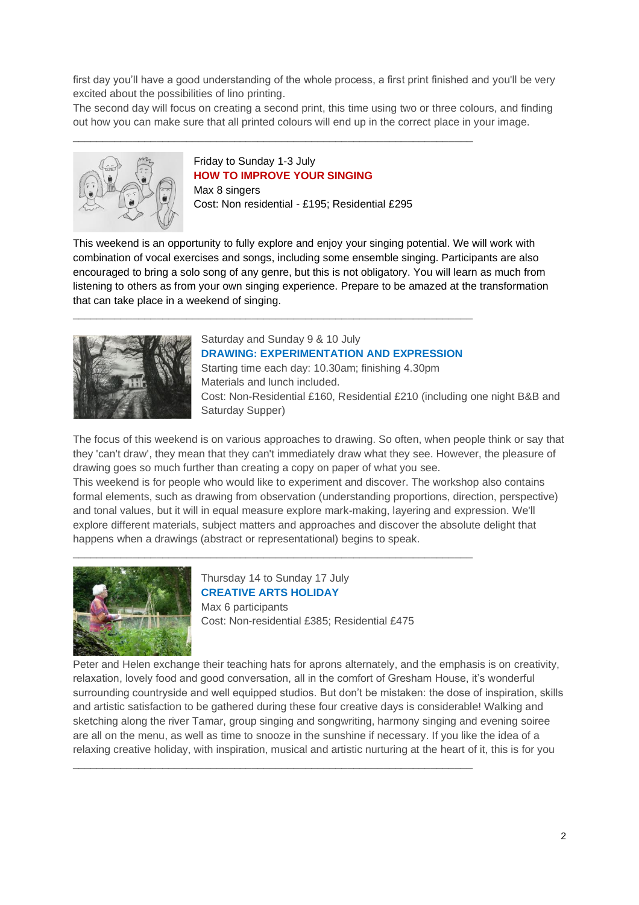first day you'll have a good understanding of the whole process, a first print finished and you'll be very excited about the possibilities of lino printing.

The second day will focus on creating a second print, this time using two or three colours, and finding out how you can make sure that all printed colours will end up in the correct place in your image.

---

Friday to Sunday 1-3 July

**HOW TO IMPROVE YOUR SINGING**

Max 8 singers

Cost: Non residential - £195; Residential £295

This weekend is an opportunity to fully explore and enjoy your singing potential. We will work with combination of vocal exercises and songs, including some ensemble singing. Participants are also encouraged to bring a solo song of any genre, but this is not obligatory. You will learn as much from listening to others as from your own singing experience. Prepare to be amazed at the transformation that can take place in a weekend of singing.

---

Saturday and Sunday 9 & 10 July

**DRAWING: EXPERIMENTATION AND EXPRESSION**

Starting time each day: 10.30am; finishing 4.30pm

Materials and lunch included.

Cost: Non-Residential £160, Residential £210 (including one night B&B and Saturday Supper)

The focus of this weekend is on various approaches to drawing. So often, when people think or say that they 'can't draw', they mean that they can't immediately draw what they see. However, the pleasure of drawing goes so much further than creating a copy on paper of what you see.

This weekend is for people who would like to experiment and discover. The workshop also contains formal elements, such as drawing from observation (understanding proportions, direction, perspective) and tonal values, but it will in equal measure explore mark-making, layering and expression. We'll explore different materials, subject matters and approaches and discover the absolute delight that happens when a drawings (abstract or representational) begins to speak.

---

Thursday 14 to Sunday 17 July

**CREATIVE ARTS HOLIDAY**

Max 6 participants

Cost: Non-residential £385; Residential £475

Peter and Helen exchange their teaching hats for aprons alternately, and the emphasis is on creativity, relaxation, lovely food and good conversation, all in the comfort of Gresham House, it's wonderful surrounding countryside and well equipped studios. But don't be mistaken: the dose of inspiration, skills and artistic satisfaction to be gathered during these four creative days is considerable! Walking and sketching along the river Tamar, group singing and songwriting, harmony singing and evening soiree are all on the menu, as well as time to snooze in the sunshine if necessary. If you like the idea of a relaxing creative holiday, with inspiration, musical and artistic nurturing at the heart of it, this is for you

---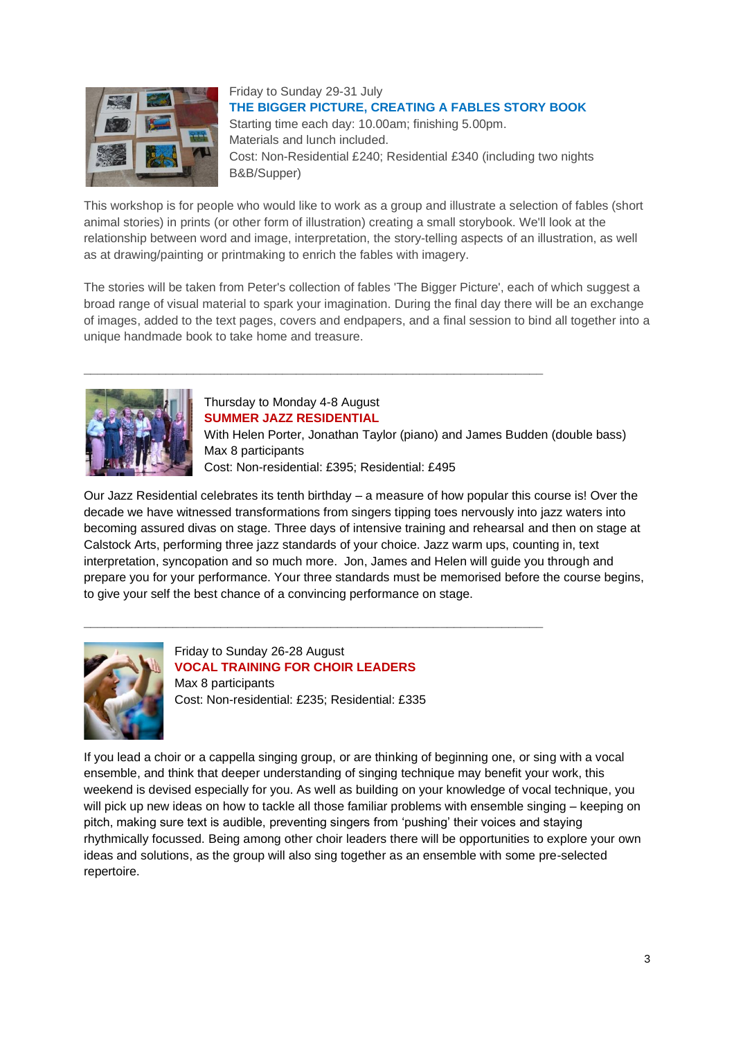Friday to Sunday 29-31 July

### THE BIGGER PICTURE, CREATING A FABLES STORY BOOK

Starting time each day: 10.00am; finishing 5.00pm.
Materials and lunch included.
Cost: Non-Residential £240; Residential £340 (including two nights B&B/Supper)

This workshop is for people who would like to work as a group and illustrate a selection of fables (short animal stories) in prints (or other form of illustration) creating a small storybook. We'll look at the relationship between word and image, interpretation, the story-telling aspects of an illustration, as well as at drawing/painting or printmaking to enrich the fables with imagery.

The stories will be taken from Peter's collection of fables 'The Bigger Picture', each of which suggest a broad range of visual material to spark your imagination. During the final day there will be an exchange of images, added to the text pages, covers and endpapers, and a final session to bind all together into a unique handmade book to take home and treasure.

---

Thursday to Monday 4-8 August

### SUMMER JAZZ RESIDENTIAL

With Helen Porter, Jonathan Taylor (piano) and James Budden (double bass)
Max 8 participants
Cost: Non-residential: £395; Residential: £495

Our Jazz Residential celebrates its tenth birthday – a measure of how popular this course is! Over the decade we have witnessed transformations from singers tipping toes nervously into jazz waters into becoming assured divas on stage. Three days of intensive training and rehearsal and then on stage at Calstock Arts, performing three jazz standards of your choice. Jazz warm ups, counting in, text interpretation, syncopation and so much more. Jon, James and Helen will guide you through and prepare you for your performance. Your three standards must be memorised before the course begins, to give your self the best chance of a convincing performance on stage.

---

Friday to Sunday 26-28 August

### VOCAL TRAINING FOR CHOIR LEADERS

Max 8 participants
Cost: Non-residential: £235; Residential: £335

If you lead a choir or a cappella singing group, or are thinking of beginning one, or sing with a vocal ensemble, and think that deeper understanding of singing technique may benefit your work, this weekend is devised especially for you. As well as building on your knowledge of vocal technique, you will pick up new ideas on how to tackle all those familiar problems with ensemble singing – keeping on pitch, making sure text is audible, preventing singers from 'pushing' their voices and staying rhythmically focussed. Being among other choir leaders there will be opportunities to explore your own ideas and solutions, as the group will also sing together as an ensemble with some pre-selected repertoire.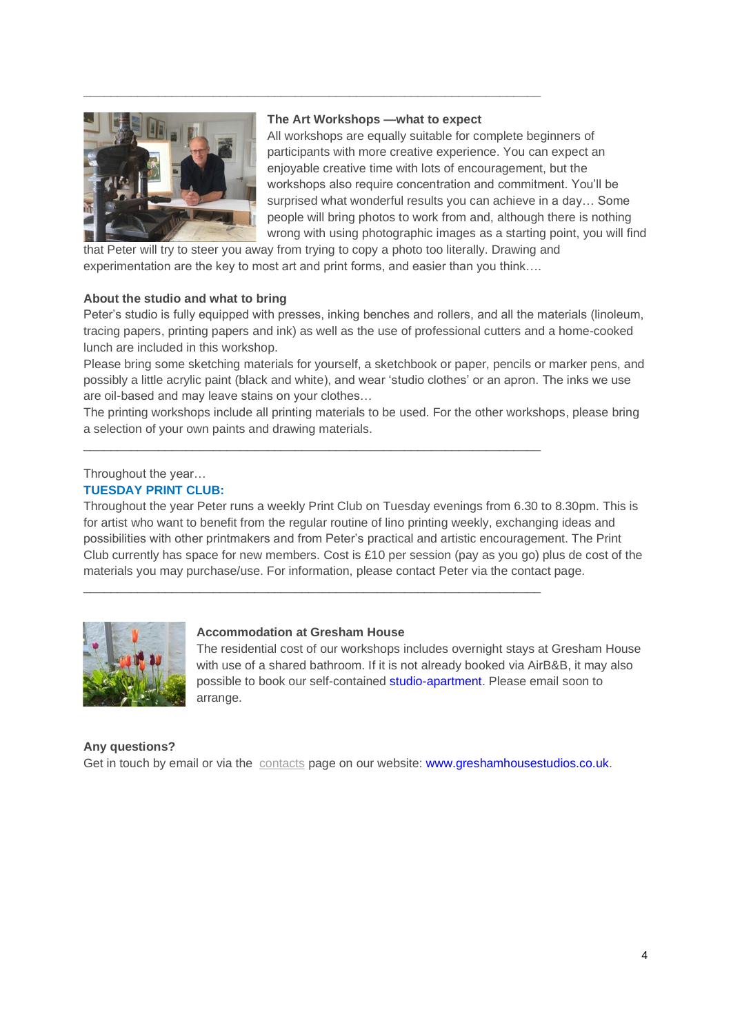---

### The Art Workshops —what to expect

All workshops are equally suitable for complete beginners of participants with more creative experience. You can expect an enjoyable creative time with lots of encouragement, but the workshops also require concentration and commitment. You'll be surprised what wonderful results you can achieve in a day… Some people will bring photos to work from and, although there is nothing wrong with using photographic images as a starting point, you will find that Peter will try to steer you away from trying to copy a photo too literally. Drawing and experimentation are the key to most art and print forms, and easier than you think….

### About the studio and what to bring

Peter's studio is fully equipped with presses, inking benches and rollers, and all the materials (linoleum, tracing papers, printing papers and ink) as well as the use of professional cutters and a home-cooked lunch are included in this workshop.

Please bring some sketching materials for yourself, a sketchbook or paper, pencils or marker pens, and possibly a little acrylic paint (black and white), and wear 'studio clothes' or an apron. The inks we use are oil-based and may leave stains on your clothes…

The printing workshops include all printing materials to be used. For the other workshops, please bring a selection of your own paints and drawing materials.

---

Throughout the year…

**TUESDAY PRINT CLUB:**

Throughout the year Peter runs a weekly Print Club on Tuesday evenings from 6.30 to 8.30pm. This is for artist who want to benefit from the regular routine of lino printing weekly, exchanging ideas and possibilities with other printmakers and from Peter's practical and artistic encouragement. The Print Club currently has space for new members. Cost is £10 per session (pay as you go) plus de cost of the materials you may purchase/use. For information, please contact Peter via the contact page.

---

### Accommodation at Gresham House

The residential cost of our workshops includes overnight stays at Gresham House with use of a shared bathroom. If it is not already booked via AirB&B, it may also possible to book our self-contained studio-apartment. Please email soon to arrange.

### Any questions?

Get in touch by email or via the contacts page on our website: www.greshamhousestudios.co.uk.